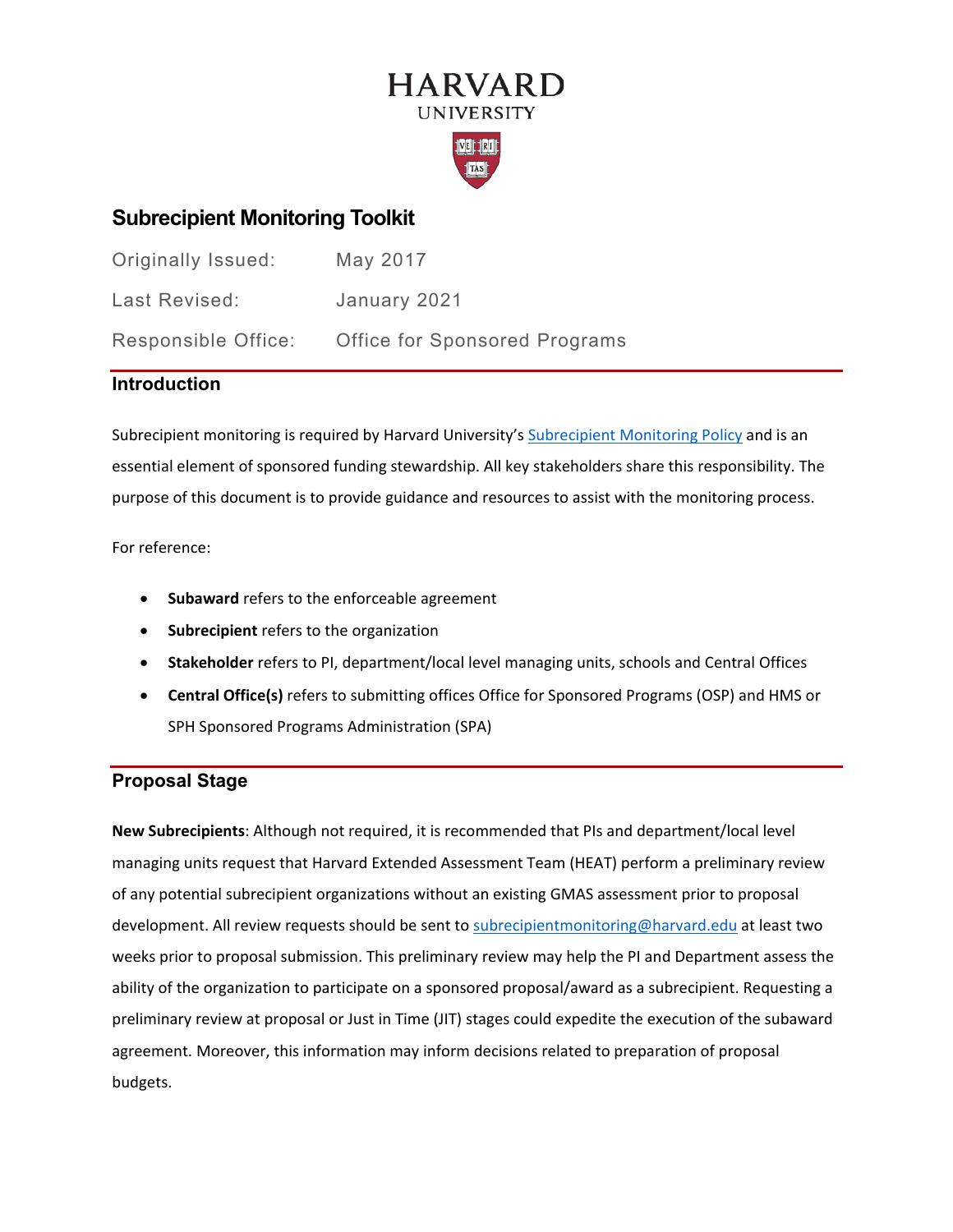HARVARD
UNIVERSITY

# Subrecipient Monitoring Toolkit

| | |
|---|---|
| Originally Issued: | May 2017 |
| Last Revised: | January 2021 |
| Responsible Office: | Office for Sponsored Programs |

## Introduction

Subrecipient monitoring is required by Harvard University's [Subrecipient Monitoring Policy]() and is an essential element of sponsored funding stewardship. All key stakeholders share this responsibility. The purpose of this document is to provide guidance and resources to assist with the monitoring process.

For reference:

- **Subaward** refers to the enforceable agreement
- **Subrecipient** refers to the organization
- **Stakeholder** refers to PI, department/local level managing units, schools and Central Offices
- **Central Office(s)** refers to submitting offices Office for Sponsored Programs (OSP) and HMS or SPH Sponsored Programs Administration (SPA)

## Proposal Stage

**New Subrecipients**: Although not required, it is recommended that PIs and department/local level managing units request that Harvard Extended Assessment Team (HEAT) perform a preliminary review of any potential subrecipient organizations without an existing GMAS assessment prior to proposal development. All review requests should be sent to subrecipientmonitoring@harvard.edu at least two weeks prior to proposal submission. This preliminary review may help the PI and Department assess the ability of the organization to participate on a sponsored proposal/award as a subrecipient. Requesting a preliminary review at proposal or Just in Time (JIT) stages could expedite the execution of the subaward agreement. Moreover, this information may inform decisions related to preparation of proposal budgets.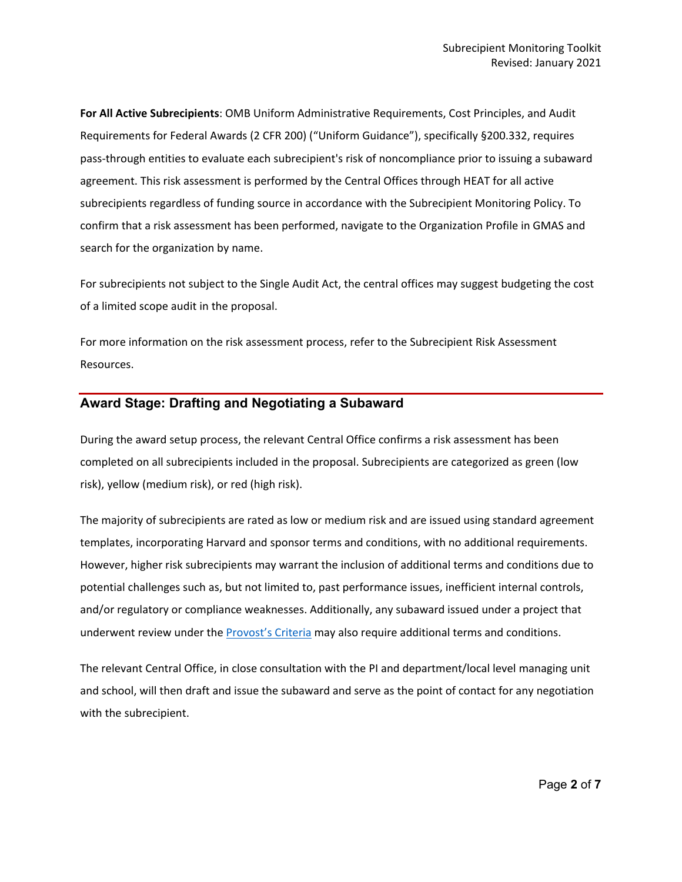**For All Active Subrecipients**: OMB Uniform Administrative Requirements, Cost Principles, and Audit Requirements for Federal Awards (2 CFR 200) ("Uniform Guidance"), specifically §200.332, requires pass-through entities to evaluate each subrecipient's risk of noncompliance prior to issuing a subaward agreement. This risk assessment is performed by the Central Offices through HEAT for all active subrecipients regardless of funding source in accordance with the Subrecipient Monitoring Policy. To confirm that a risk assessment has been performed, navigate to the Organization Profile in GMAS and search for the organization by name.

For subrecipients not subject to the Single Audit Act, the central offices may suggest budgeting the cost of a limited scope audit in the proposal.

For more information on the risk assessment process, refer to the Subrecipient Risk Assessment Resources.

## Award Stage: Drafting and Negotiating a Subaward

During the award setup process, the relevant Central Office confirms a risk assessment has been completed on all subrecipients included in the proposal. Subrecipients are categorized as green (low risk), yellow (medium risk), or red (high risk).

The majority of subrecipients are rated as low or medium risk and are issued using standard agreement templates, incorporating Harvard and sponsor terms and conditions, with no additional requirements. However, higher risk subrecipients may warrant the inclusion of additional terms and conditions due to potential challenges such as, but not limited to, past performance issues, inefficient internal controls, and/or regulatory or compliance weaknesses. Additionally, any subaward issued under a project that underwent review under the Provost's Criteria may also require additional terms and conditions.

The relevant Central Office, in close consultation with the PI and department/local level managing unit and school, will then draft and issue the subaward and serve as the point of contact for any negotiation with the subrecipient.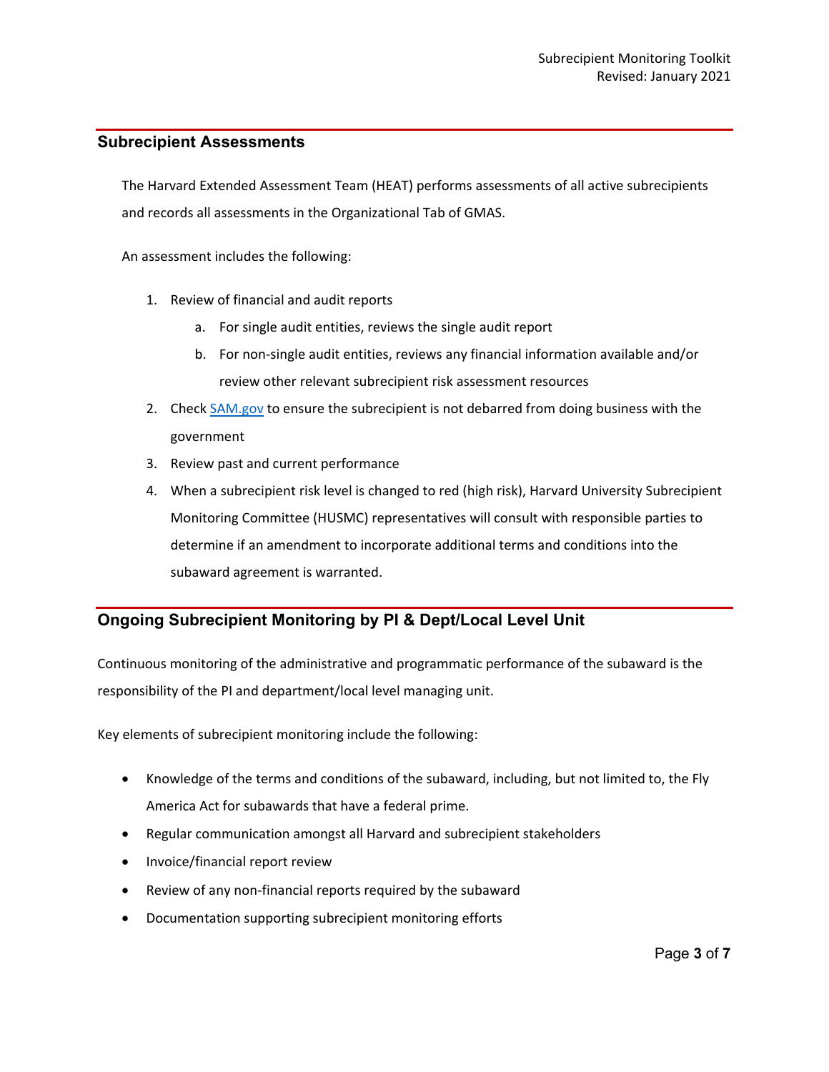## Subrecipient Assessments

The Harvard Extended Assessment Team (HEAT) performs assessments of all active subrecipients and records all assessments in the Organizational Tab of GMAS.

An assessment includes the following:

1. Review of financial and audit reports
   a. For single audit entities, reviews the single audit report
   b. For non-single audit entities, reviews any financial information available and/or review other relevant subrecipient risk assessment resources
2. Check [SAM.gov](https://sam.gov) to ensure the subrecipient is not debarred from doing business with the government
3. Review past and current performance
4. When a subrecipient risk level is changed to red (high risk), Harvard University Subrecipient Monitoring Committee (HUSMC) representatives will consult with responsible parties to determine if an amendment to incorporate additional terms and conditions into the subaward agreement is warranted.

## Ongoing Subrecipient Monitoring by PI & Dept/Local Level Unit

Continuous monitoring of the administrative and programmatic performance of the subaward is the responsibility of the PI and department/local level managing unit.

Key elements of subrecipient monitoring include the following:

- Knowledge of the terms and conditions of the subaward, including, but not limited to, the Fly America Act for subawards that have a federal prime.
- Regular communication amongst all Harvard and subrecipient stakeholders
- Invoice/financial report review
- Review of any non-financial reports required by the subaward
- Documentation supporting subrecipient monitoring efforts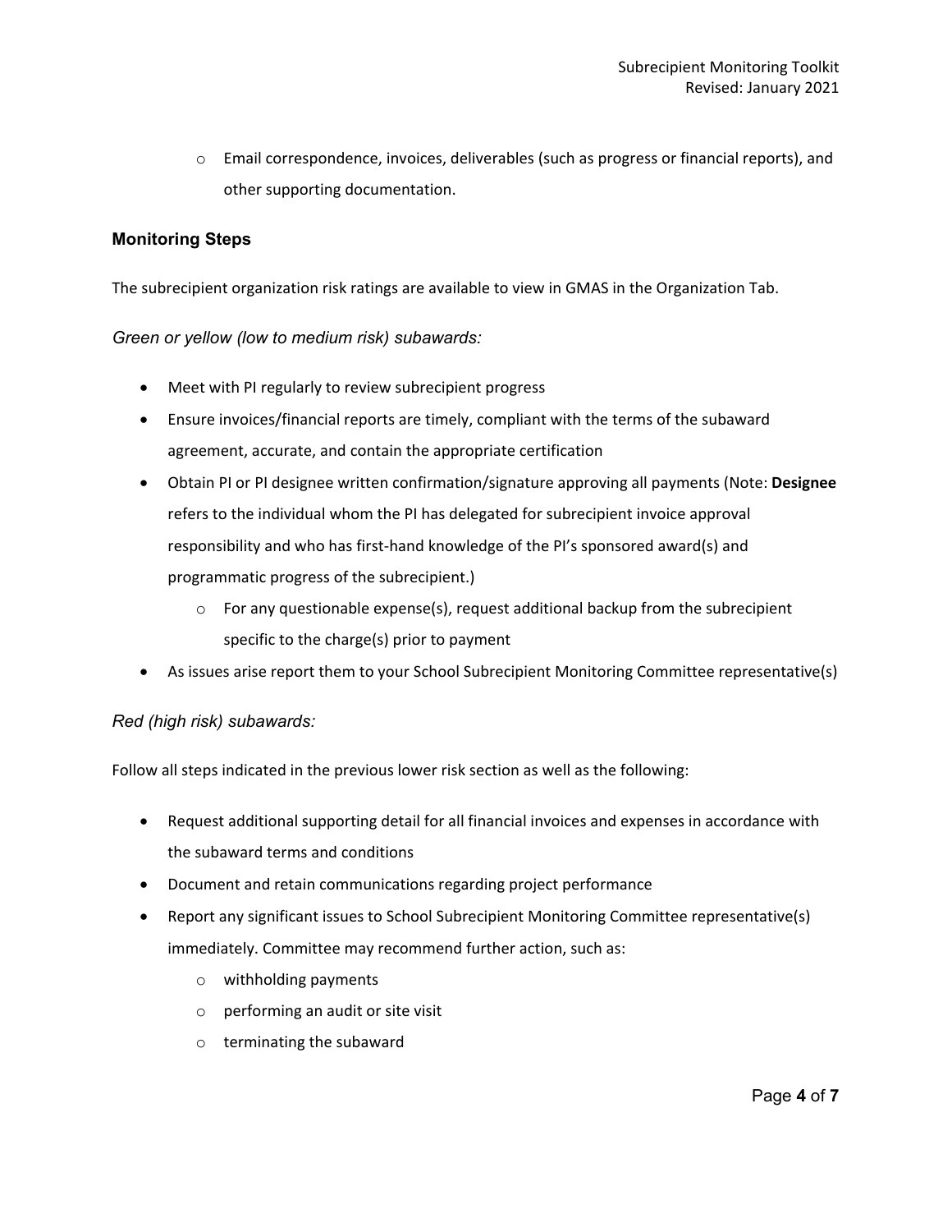- Email correspondence, invoices, deliverables (such as progress or financial reports), and other supporting documentation.

### Monitoring Steps

The subrecipient organization risk ratings are available to view in GMAS in the Organization Tab.

*Green or yellow (low to medium risk) subawards:*

- Meet with PI regularly to review subrecipient progress
- Ensure invoices/financial reports are timely, compliant with the terms of the subaward agreement, accurate, and contain the appropriate certification
- Obtain PI or PI designee written confirmation/signature approving all payments (Note: **Designee** refers to the individual whom the PI has delegated for subrecipient invoice approval responsibility and who has first-hand knowledge of the PI's sponsored award(s) and programmatic progress of the subrecipient.)
  - For any questionable expense(s), request additional backup from the subrecipient specific to the charge(s) prior to payment
- As issues arise report them to your School Subrecipient Monitoring Committee representative(s)

*Red (high risk) subawards:*

Follow all steps indicated in the previous lower risk section as well as the following:

- Request additional supporting detail for all financial invoices and expenses in accordance with the subaward terms and conditions
- Document and retain communications regarding project performance
- Report any significant issues to School Subrecipient Monitoring Committee representative(s) immediately. Committee may recommend further action, such as:
  - withholding payments
  - performing an audit or site visit
  - terminating the subaward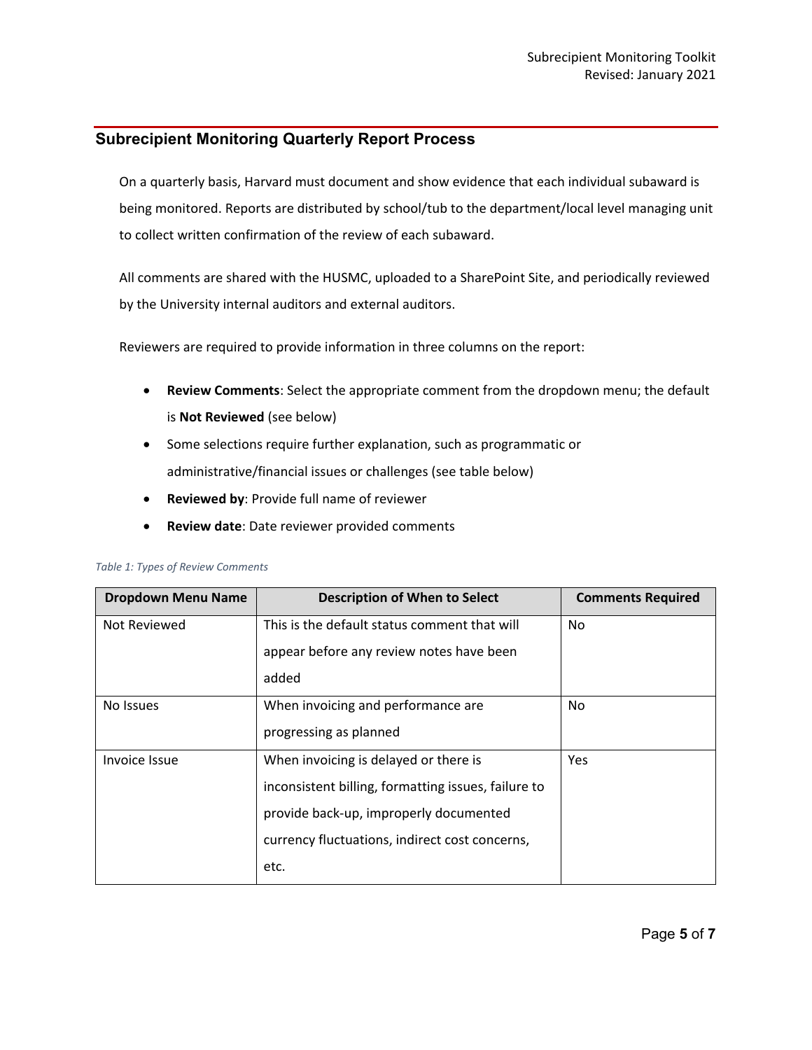## Subrecipient Monitoring Quarterly Report Process

On a quarterly basis, Harvard must document and show evidence that each individual subaward is being monitored. Reports are distributed by school/tub to the department/local level managing unit to collect written confirmation of the review of each subaward.

All comments are shared with the HUSMC, uploaded to a SharePoint Site, and periodically reviewed by the University internal auditors and external auditors.

Reviewers are required to provide information in three columns on the report:

- **Review Comments**: Select the appropriate comment from the dropdown menu; the default is **Not Reviewed** (see below)
- Some selections require further explanation, such as programmatic or administrative/financial issues or challenges (see table below)
- **Reviewed by**: Provide full name of reviewer
- **Review date**: Date reviewer provided comments

*Table 1: Types of Review Comments*

| Dropdown Menu Name | Description of When to Select | Comments Required |
| --- | --- | --- |
| Not Reviewed | This is the default status comment that will appear before any review notes have been added | No |
| No Issues | When invoicing and performance are progressing as planned | No |
| Invoice Issue | When invoicing is delayed or there is inconsistent billing, formatting issues, failure to provide back-up, improperly documented currency fluctuations, indirect cost concerns, etc. | Yes |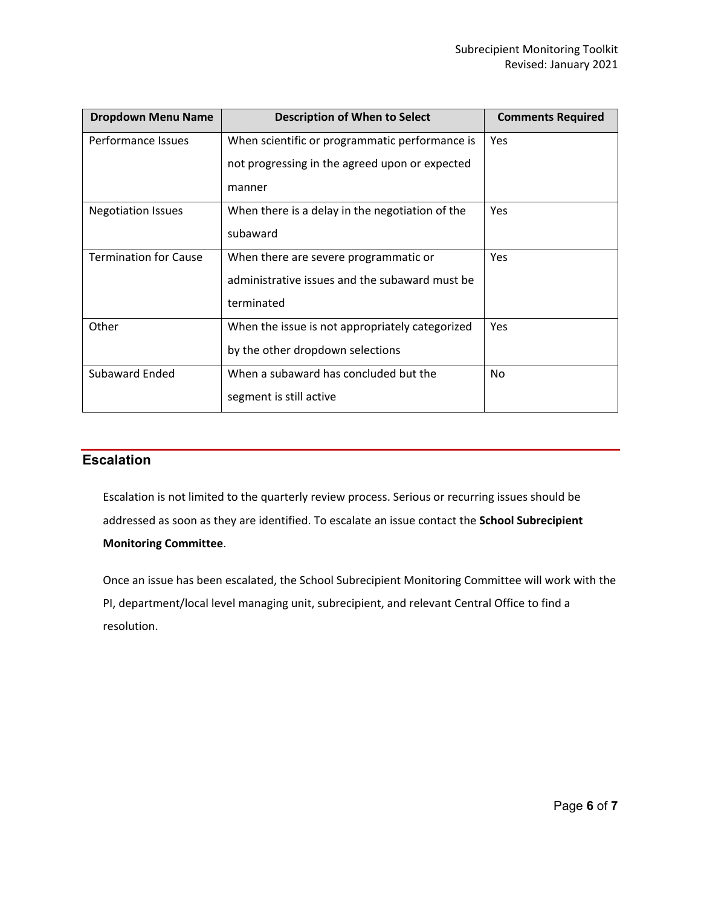| Dropdown Menu Name | Description of When to Select | Comments Required |
| --- | --- | --- |
| Performance Issues | When scientific or programmatic performance is not progressing in the agreed upon or expected manner | Yes |
| Negotiation Issues | When there is a delay in the negotiation of the subaward | Yes |
| Termination for Cause | When there are severe programmatic or administrative issues and the subaward must be terminated | Yes |
| Other | When the issue is not appropriately categorized by the other dropdown selections | Yes |
| Subaward Ended | When a subaward has concluded but the segment is still active | No |

## Escalation

Escalation is not limited to the quarterly review process. Serious or recurring issues should be addressed as soon as they are identified. To escalate an issue contact the **School Subrecipient Monitoring Committee**.

Once an issue has been escalated, the School Subrecipient Monitoring Committee will work with the PI, department/local level managing unit, subrecipient, and relevant Central Office to find a resolution.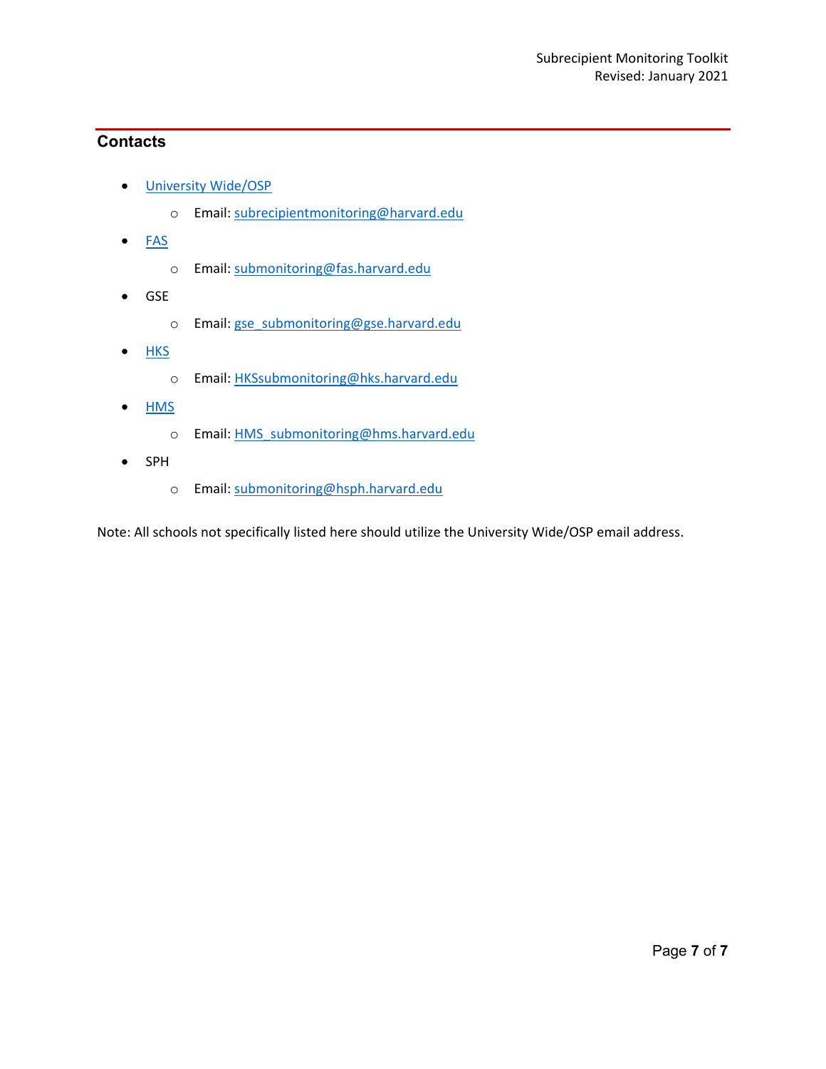## Contacts

- University Wide/OSP
  - Email: subrecipientmonitoring@harvard.edu
- FAS
  - Email: submonitoring@fas.harvard.edu
- GSE
  - Email: gse_submonitoring@gse.harvard.edu
- HKS
  - Email: HKSsubmonitoring@hks.harvard.edu
- HMS
  - Email: HMS_submonitoring@hms.harvard.edu
- SPH
  - Email: submonitoring@hsph.harvard.edu

Note: All schools not specifically listed here should utilize the University Wide/OSP email address.